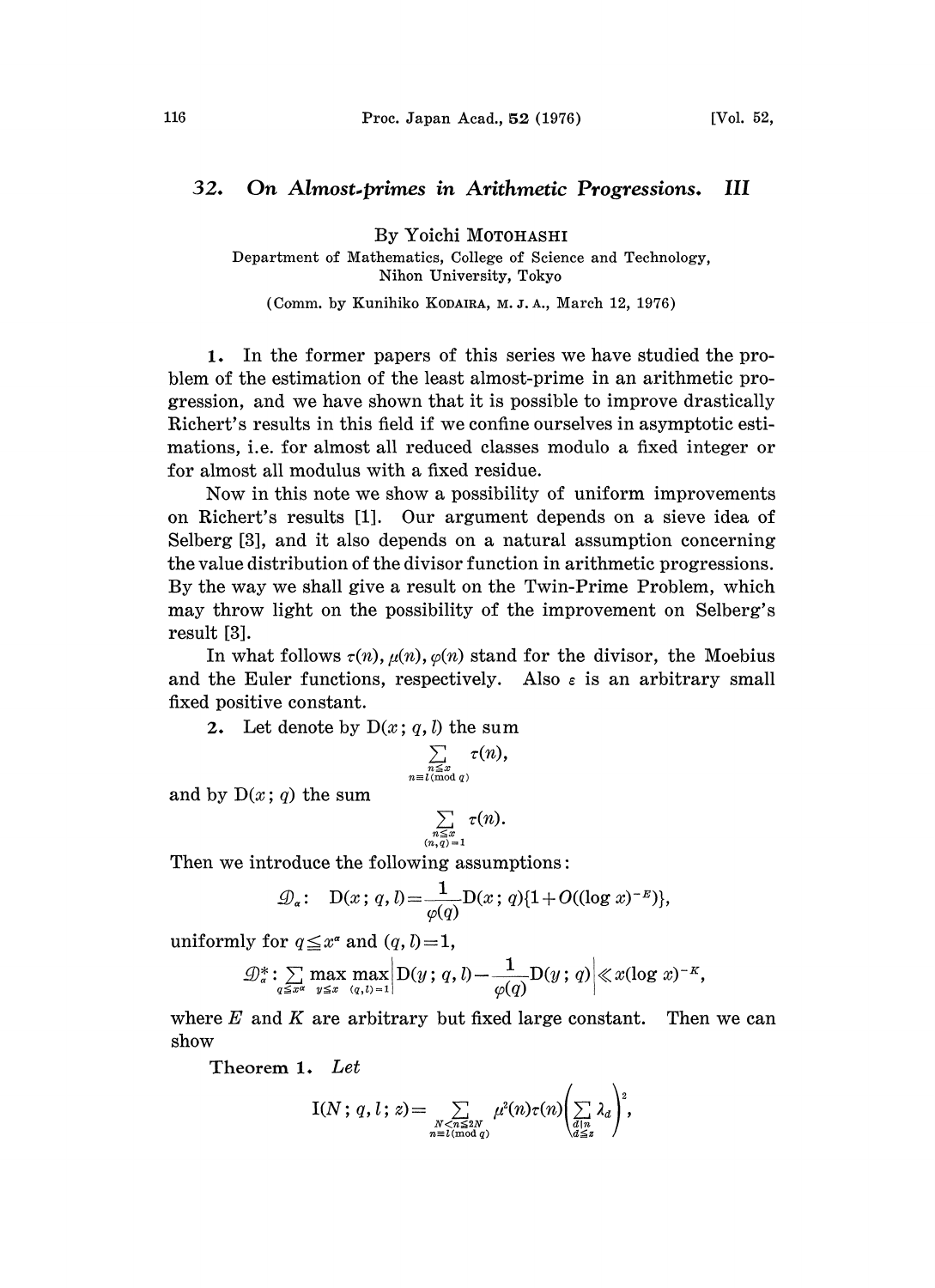# 32. On Almost-primes in Arithmetic Progressions. III

By Yoichi MOTOHASHI

Department of Mathematics, College of Science and Technology, Nihon University, Tokyo

(Comm. by Kunihiko KODAIRA, M. J. A., March 12, 1976)

1. In the former papers of this series we have studied the problem of the estimation of the least almost-prime in an arithmetic progression, and we have shown that it is possible to improve drastically Richert's results in this field if we confine ourselves in asymptotic estimations, i.e. for almost all reduced classes modulo a fixed integer or for almost all modulus with a fixed residue.

Now in this note we show a possibility of uniform improvements on Richert's results [1]. Our argument depends on a sieve idea of Selberg [3], and it also depends on a natural assumption concerning the value distribution of the divisor function in arithmetic progressions. By the way we shall give a result on the Twin-Prime Problem, which may throw light on the possibility of the improvement on Selberg's result [3].

In what follows $\tau(n)$, $\mu(n)$, $\varphi(n)$ stand for the divisor, the Moebius and the Euler functions, respectively. Also $\varepsilon$ is an arbitrary small fixed positive constant.

2. Let denote by $\mathrm{D}(x; q, l)$ the sum

$$\sum_{\substack{n\leq x \\ n\equiv l \pmod q}} \tau(n),$$

and by $\mathrm{D}(x; q)$ the sum

$$\sum_{\substack{n\leq x \\ (n,q)=1}} \tau(n).$$

Then we introduce the following assumptions:

$$\mathcal{D}_\alpha:\quad \mathrm{D}(x; q, l)=\frac{1}{\varphi(q)}\mathrm{D}(x; q)\{1+O((\log x)^{-E})\},$$

uniformly for $q\leq x^\alpha$ and $(q, l)=1$,

$$\mathcal{D}_\alpha^*: \sum_{q\leq x^\alpha} \max_{y\leq x} \max_{(q,l)=1}\left|\mathrm{D}(y; q, l)-\frac{1}{\varphi(q)}\mathrm{D}(y; q)\right| \ll x(\log x)^{-K},$$

where $E$ and $K$ are arbitrary but fixed large constant. Then we can show

**Theorem 1.** *Let*

$$\mathrm{I}(N; q, l; z)=\sum_{\substack{N<n\leq 2N \\ n\equiv l \pmod q}} \mu^2(n)\tau(n)\left(\sum_{\substack{d\mid n \\ d\leq z}} \lambda_d\right)^2,$$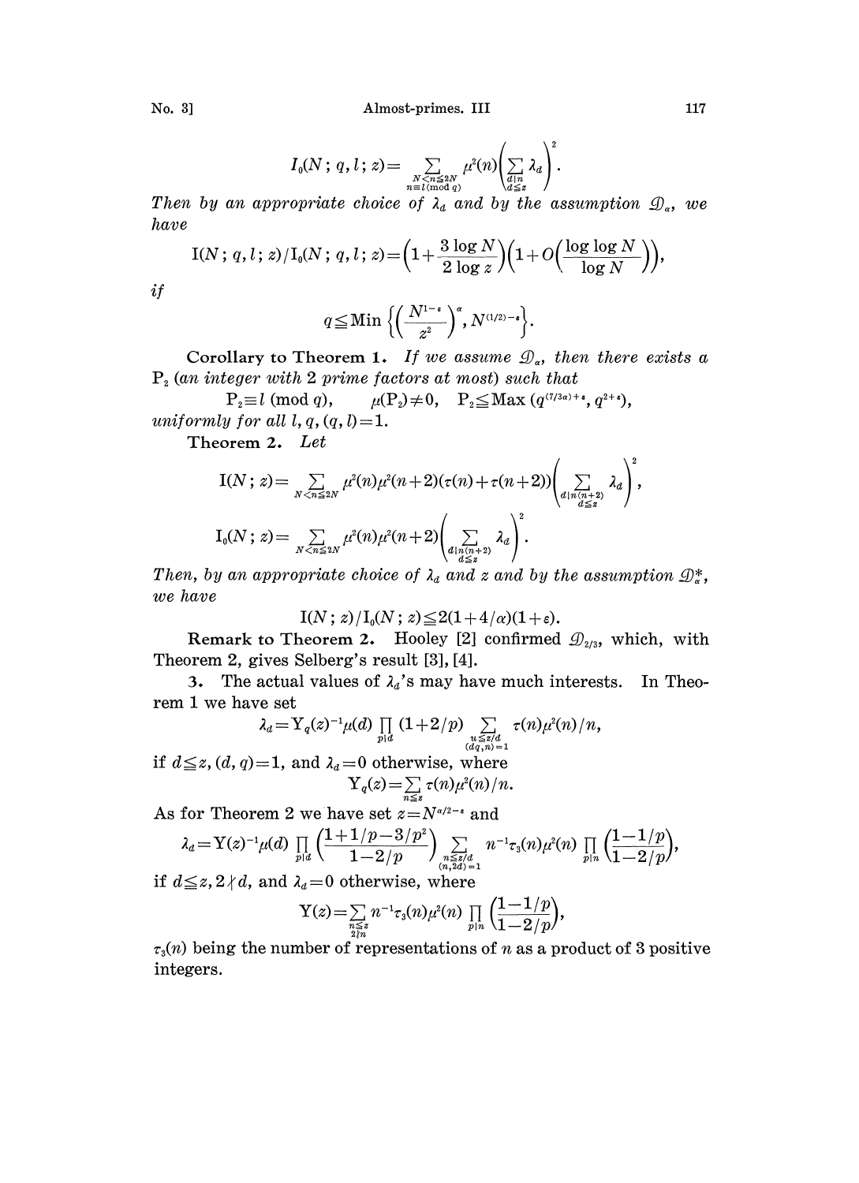$$I_0(N;q,l;z)=\sum_{\substack{N<n\leqq 2N\\ n\equiv l \,(\mathrm{mod}\, q)}}\mu^2(n)\Big(\sum_{\substack{d|n\\ d\leqq z}}\lambda_d\Big)^2.$$

*Then by an appropriate choice of* $\lambda_d$ *and by the assumption* $\mathfrak{D}_\alpha$, *we have*

$$\mathrm{I}(N;q,l;z)/\mathrm{I}_0(N;q,l;z)=\Big(1+\frac{3\log N}{2\log z}\Big)\Big(1+O\Big(\frac{\log\log N}{\log N}\Big)\Big),$$

*if*

$$q\leqq \mathrm{Min}\left\{\Big(\frac{N^{1-\varepsilon}}{z^2}\Big)^\alpha, N^{(1/2)-\varepsilon}\right\}.$$

**Corollary to Theorem 1.** *If we assume* $\mathfrak{D}_\alpha$, *then there exists a* $\mathrm{P}_2$ *(an integer with 2 prime factors at most) such that*

$$\mathrm{P}_2\equiv l \;(\mathrm{mod}\; q),\qquad \mu(\mathrm{P}_2)\neq 0,\quad \mathrm{P}_2\leqq \mathrm{Max}\,(q^{(7/3\alpha)+\varepsilon}, q^{2+\varepsilon}),$$

*uniformly for all* $l, q, (q,l)=1$.

**Theorem 2.** *Let*

$$\mathrm{I}(N;z)=\sum_{N<n\leqq 2N}\mu^2(n)\mu^2(n+2)(\tau(n)+\tau(n+2))\Big(\sum_{\substack{d|n(n+2)\\ d\leqq z}}\lambda_d\Big)^2,$$

$$\mathrm{I}_0(N;z)=\sum_{N<n\leqq 2N}\mu^2(n)\mu^2(n+2)\Big(\sum_{\substack{d|n(n+2)\\ d\leqq z}}\lambda_d\Big)^2.$$

*Then, by an appropriate choice of* $\lambda_d$ *and* $z$ *and by the assumption* $\mathfrak{D}_\alpha^*$, *we have*

$$\mathrm{I}(N;z)/\mathrm{I}_0(N;z)\leqq 2(1+4/\alpha)(1+\varepsilon).$$

**Remark to Theorem 2.** Hooley [2] confirmed $\mathfrak{D}_{2/3}$, which, with Theorem 2, gives Selberg's result [3], [4].

**3.** The actual values of $\lambda_d$'s may have much interests. In Theorem 1 we have set

$$\lambda_d=\Upsilon_q(z)^{-1}\mu(d)\prod_{p|d}(1+2/p)\sum_{\substack{u\leqq z/d\\ (dq,n)=1}}\tau(n)\mu^2(n)/n,$$

if $d\leqq z$, $(d,q)=1$, and $\lambda_d=0$ otherwise, where

$$\Upsilon_q(z)=\sum_{n\leqq z}\tau(n)\mu^2(n)/n.$$

As for Theorem 2 we have set $z=N^{\alpha/2-\varepsilon}$ and

$$\lambda_d=\Upsilon(z)^{-1}\mu(d)\prod_{p|d}\Big(\frac{1+1/p-3/p^2}{1-2/p}\Big)\sum_{\substack{n\leqq z/d\\ (n,2d)=1}}n^{-1}\tau_3(n)\mu^2(n)\prod_{p|n}\Big(\frac{1-1/p}{1-2/p}\Big),$$

if $d\leqq z$, $2\nmid d$, and $\lambda_d=0$ otherwise, where

$$\Upsilon(z)=\sum_{\substack{n\leqq z\\ 2\nmid n}}n^{-1}\tau_3(n)\mu^2(n)\prod_{p|n}\Big(\frac{1-1/p}{1-2/p}\Big),$$

$\tau_3(n)$ being the number of representations of $n$ as a product of 3 positive integers.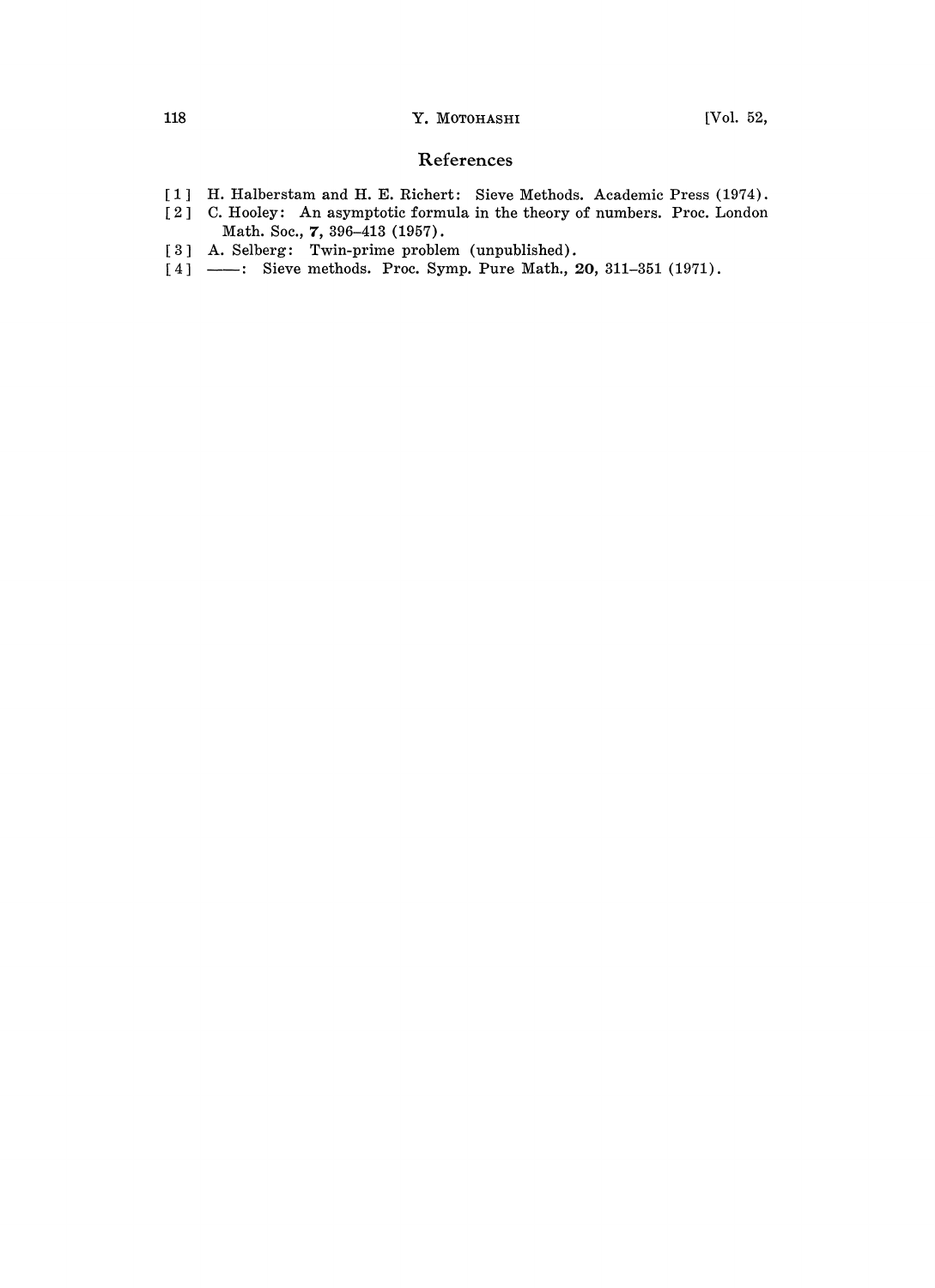## References

[1] H. Halberstam and H. E. Richert: Sieve Methods. Academic Press (1974).

[2] C. Hooley: An asymptotic formula in the theory of numbers. Proc. London Math. Soc., **7**, 396–413 (1957).

[3] A. Selberg: Twin-prime problem (unpublished).

[4] ——: Sieve methods. Proc. Symp. Pure Math., **20**, 311–351 (1971).